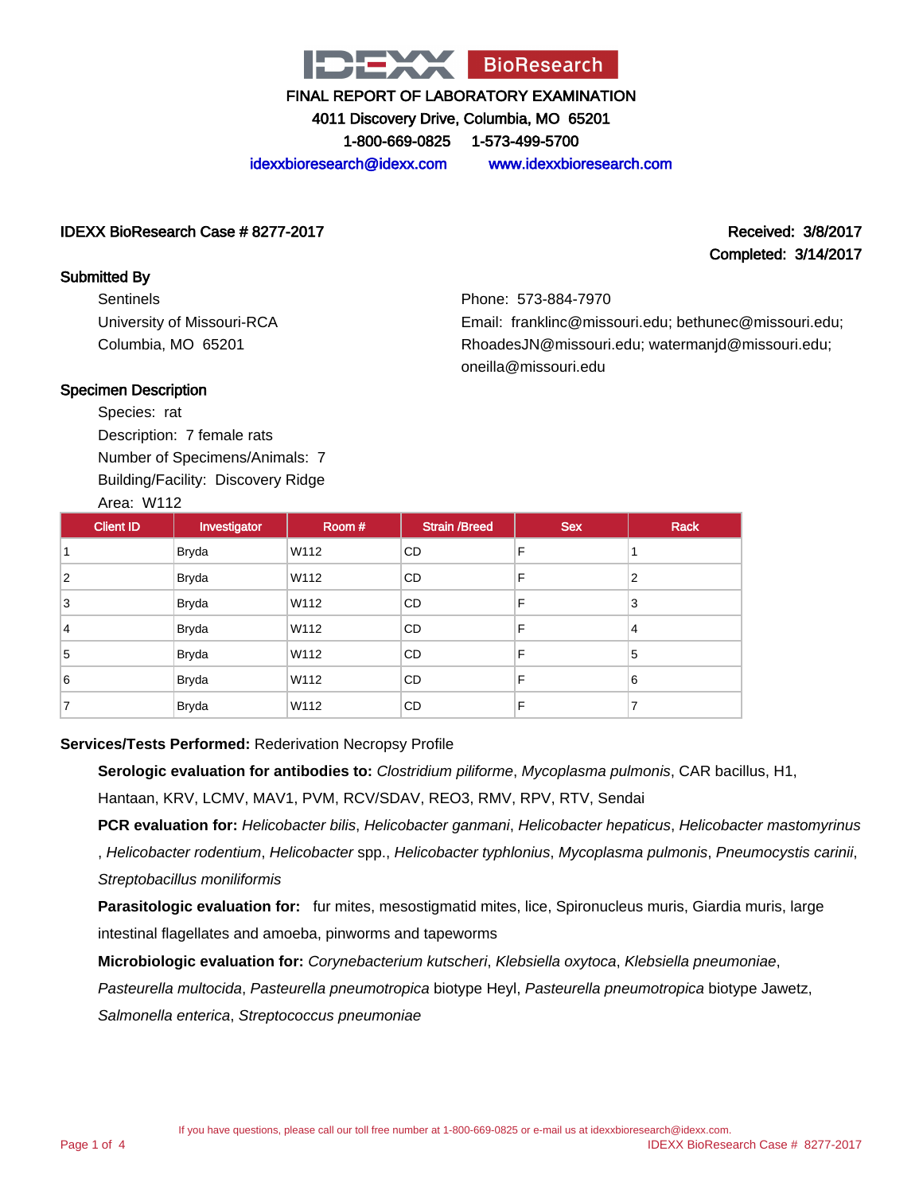# FINAL REPORT OF LABORATORY EXAMINATION

4011 Discovery Drive, Columbia, MO 65201

1-800-669-0825 1-573-499-5700

idexxbioresearch@idexx.com www.idexxbioresearch.com

**IDEXX BioResearch Case # 8277-2017**

**Received: 3/8/2017**

**Completed: 3/14/2017**

## Submitted By

Sentinels
University of Missouri-RCA
Columbia, MO 65201

Phone: 573-884-7970
Email: franklinc@missouri.edu; bethunec@missouri.edu; RhoadesJN@missouri.edu; watermanjd@missouri.edu; oneilla@missouri.edu

## Specimen Description

Species: rat
Description: 7 female rats
Number of Specimens/Animals: 7
Building/Facility: Discovery Ridge
Area: W112

| Client ID | Investigator | Room # | Strain /Breed | Sex | Rack |
|---|---|---|---|---|---|
| 1 | Bryda | W112 | CD | F | 1 |
| 2 | Bryda | W112 | CD | F | 2 |
| 3 | Bryda | W112 | CD | F | 3 |
| 4 | Bryda | W112 | CD | F | 4 |
| 5 | Bryda | W112 | CD | F | 5 |
| 6 | Bryda | W112 | CD | F | 6 |
| 7 | Bryda | W112 | CD | F | 7 |

**Services/Tests Performed:** Rederivation Necropsy Profile

**Serologic evaluation for antibodies to:** *Clostridium piliforme*, *Mycoplasma pulmonis*, CAR bacillus, H1, Hantaan, KRV, LCMV, MAV1, PVM, RCV/SDAV, REO3, RMV, RPV, RTV, Sendai

**PCR evaluation for:** *Helicobacter bilis*, *Helicobacter ganmani*, *Helicobacter hepaticus*, *Helicobacter mastomyrinus*, *Helicobacter rodentium*, *Helicobacter* spp., *Helicobacter typhlonius*, *Mycoplasma pulmonis*, *Pneumocystis carinii*, *Streptobacillus moniliformis*

**Parasitologic evaluation for:** fur mites, mesostigmatid mites, lice, Spironucleus muris, Giardia muris, large intestinal flagellates and amoeba, pinworms and tapeworms

**Microbiologic evaluation for:** *Corynebacterium kutscheri*, *Klebsiella oxytoca*, *Klebsiella pneumoniae*, *Pasteurella multocida*, *Pasteurella pneumotropica* biotype Heyl, *Pasteurella pneumotropica* biotype Jawetz, *Salmonella enterica*, *Streptococcus pneumoniae*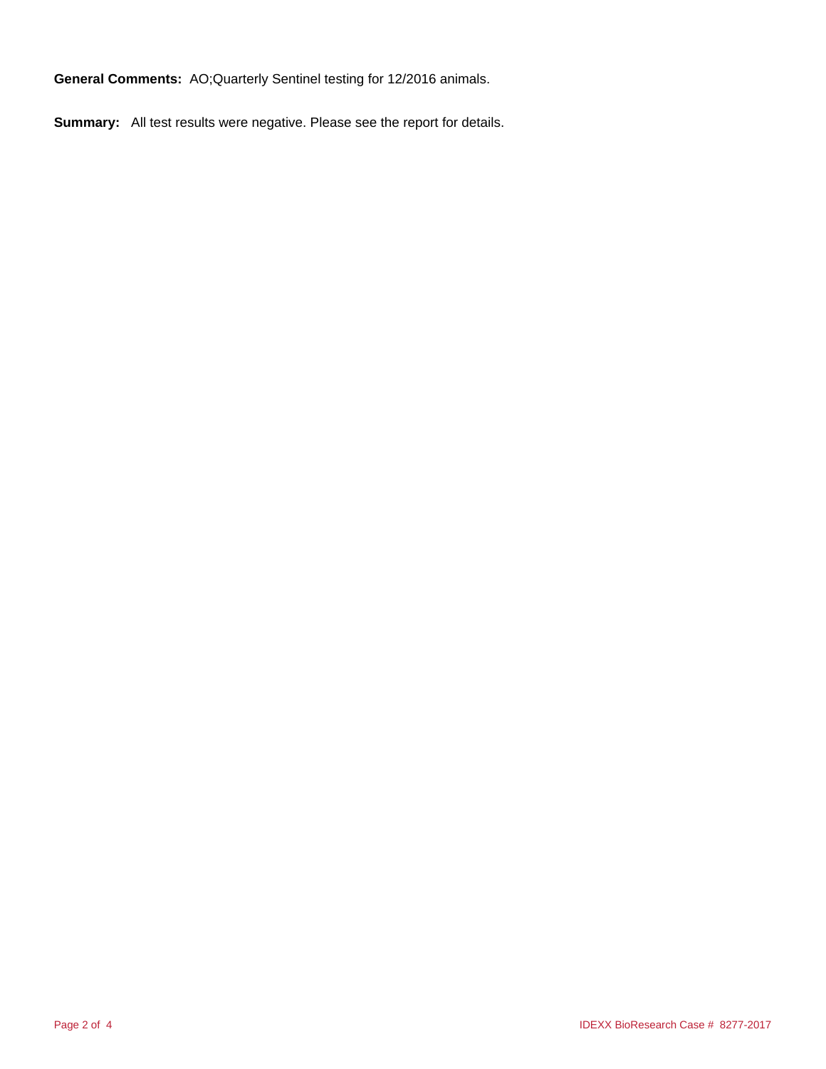**General Comments:** AO;Quarterly Sentinel testing for 12/2016 animals.

**Summary:** All test results were negative. Please see the report for details.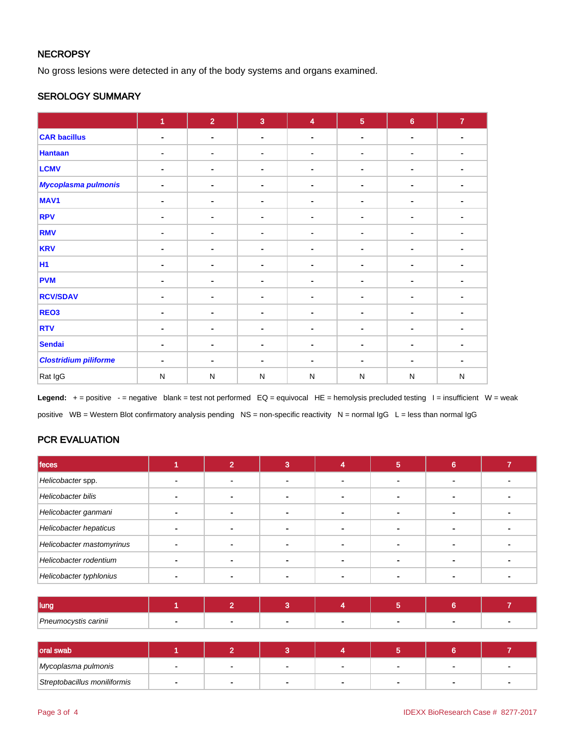## NECROPSY

No gross lesions were detected in any of the body systems and organs examined.

## SEROLOGY SUMMARY

| | 1 | 2 | 3 | 4 | 5 | 6 | 7 |
|---|---|---|---|---|---|---|---|
| **CAR bacillus** | - | - | - | - | - | - | - |
| **Hantaan** | - | - | - | - | - | - | - |
| **LCMV** | - | - | - | - | - | - | - |
| ***Mycoplasma pulmonis*** | - | - | - | - | - | - | - |
| **MAV1** | - | - | - | - | - | - | - |
| **RPV** | - | - | - | - | - | - | - |
| **RMV** | - | - | - | - | - | - | - |
| **KRV** | - | - | - | - | - | - | - |
| **H1** | - | - | - | - | - | - | - |
| **PVM** | - | - | - | - | - | - | - |
| **RCV/SDAV** | - | - | - | - | - | - | - |
| **REO3** | - | - | - | - | - | - | - |
| **RTV** | - | - | - | - | - | - | - |
| **Sendai** | - | - | - | - | - | - | - |
| ***Clostridium piliforme*** | - | - | - | - | - | - | - |
| Rat IgG | N | N | N | N | N | N | N |

**Legend:** + = positive - = negative blank = test not performed EQ = equivocal HE = hemolysis precluded testing I = insufficient W = weak positive WB = Western Blot confirmatory analysis pending NS = non-specific reactivity N = normal IgG L = less than normal IgG

## PCR EVALUATION

| feces | 1 | 2 | 3 | 4 | 5 | 6 | 7 |
|---|---|---|---|---|---|---|---|
| *Helicobacter* spp. | - | - | - | - | - | - | - |
| *Helicobacter bilis* | - | - | - | - | - | - | - |
| *Helicobacter ganmani* | - | - | - | - | - | - | - |
| *Helicobacter hepaticus* | - | - | - | - | - | - | - |
| *Helicobacter mastomyrinus* | - | - | - | - | - | - | - |
| *Helicobacter rodentium* | - | - | - | - | - | - | - |
| *Helicobacter typhlonius* | - | - | - | - | - | - | - |

| lung | 1 | 2 | 3 | 4 | 5 | 6 | 7 |
|---|---|---|---|---|---|---|---|
| *Pneumocystis carinii* | - | - | - | - | - | - | - |

| oral swab | 1 | 2 | 3 | 4 | 5 | 6 | 7 |
|---|---|---|---|---|---|---|---|
| *Mycoplasma pulmonis* | - | - | - | - | - | - | - |
| *Streptobacillus moniliformis* | - | - | - | - | - | - | - |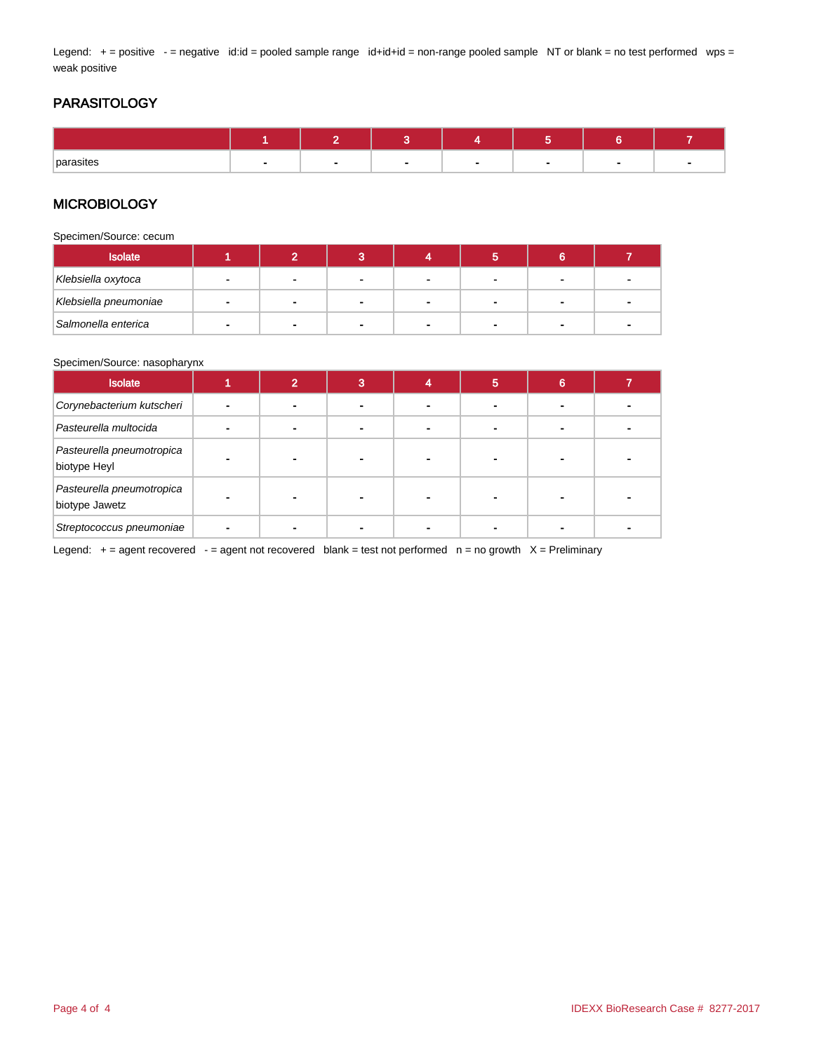Legend: + = positive - = negative id:id = pooled sample range id+id+id = non-range pooled sample NT or blank = no test performed wps = weak positive

## PARASITOLOGY

| | 1 | 2 | 3 | 4 | 5 | 6 | 7 |
|---|---|---|---|---|---|---|---|
| parasites | - | - | - | - | - | - | - |

## MICROBIOLOGY

Specimen/Source: cecum

| Isolate | 1 | 2 | 3 | 4 | 5 | 6 | 7 |
|---|---|---|---|---|---|---|---|
| *Klebsiella oxytoca* | - | - | - | - | - | - | - |
| *Klebsiella pneumoniae* | - | - | - | - | - | - | - |
| *Salmonella enterica* | - | - | - | - | - | - | - |

Specimen/Source: nasopharynx

| Isolate | 1 | 2 | 3 | 4 | 5 | 6 | 7 |
|---|---|---|---|---|---|---|---|
| *Corynebacterium kutscheri* | - | - | - | - | - | - | - |
| *Pasteurella multocida* | - | - | - | - | - | - | - |
| *Pasteurella pneumotropica* biotype Heyl | - | - | - | - | - | - | - |
| *Pasteurella pneumotropica* biotype Jawetz | - | - | - | - | - | - | - |
| *Streptococcus pneumoniae* | - | - | - | - | - | - | - |

Legend: + = agent recovered - = agent not recovered blank = test not performed n = no growth X = Preliminary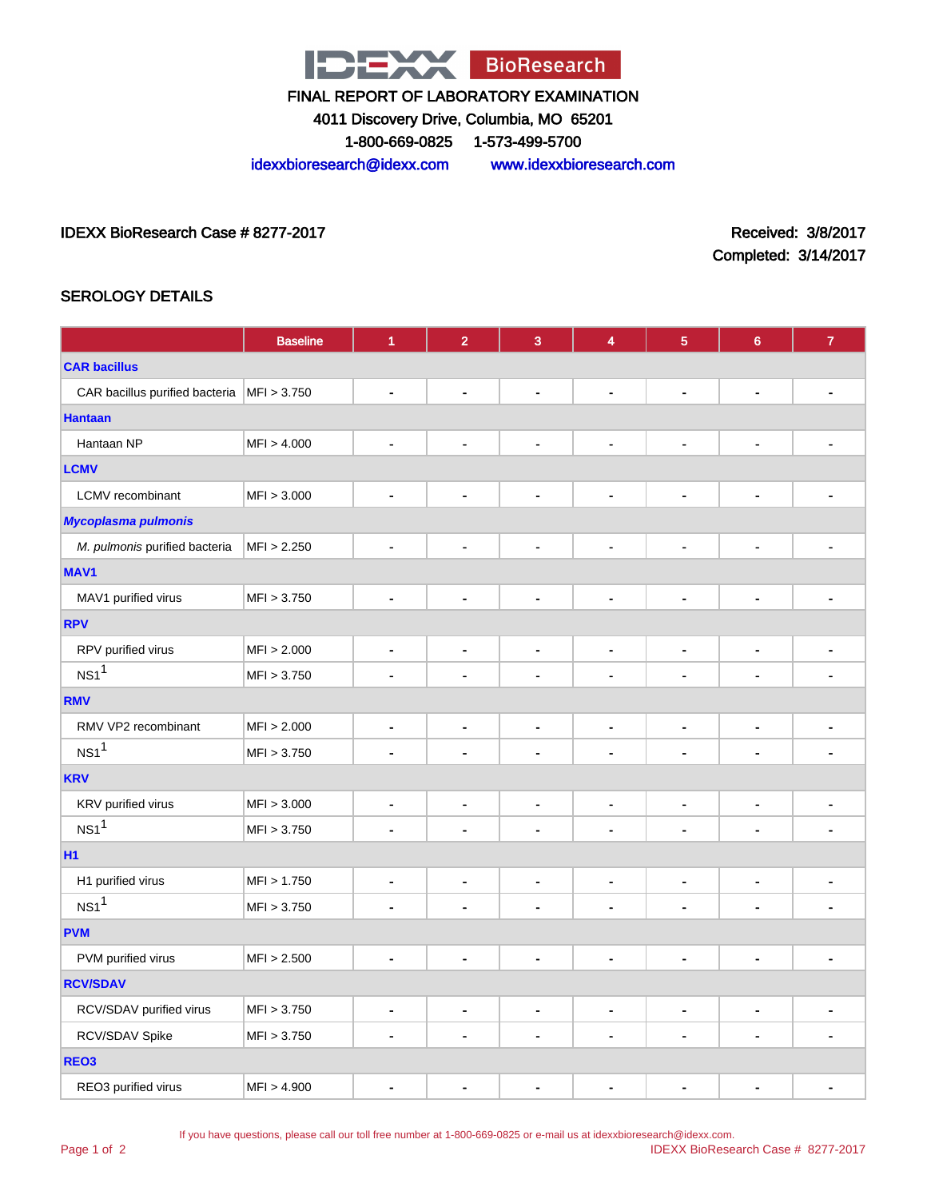FINAL REPORT OF LABORATORY EXAMINATION

4011 Discovery Drive, Columbia, MO 65201

1-800-669-0825 1-573-499-5700

idexxbioresearch@idexx.com www.idexxbioresearch.com

IDEXX BioResearch Case # 8277-2017

Received: 3/8/2017

Completed: 3/14/2017

## SEROLOGY DETAILS

| | Baseline | 1 | 2 | 3 | 4 | 5 | 6 | 7 |
|---|---|---|---|---|---|---|---|---|
| **CAR bacillus** | | | | | | | | |
| CAR bacillus purified bacteria | MFI > 3.750 | - | - | - | - | - | - | - |
| **Hantaan** | | | | | | | | |
| Hantaan NP | MFI > 4.000 | - | - | - | - | - | - | - |
| **LCMV** | | | | | | | | |
| LCMV recombinant | MFI > 3.000 | - | - | - | - | - | - | - |
| ***Mycoplasma pulmonis*** | | | | | | | | |
| *M. pulmonis* purified bacteria | MFI > 2.250 | - | - | - | - | - | - | - |
| **MAV1** | | | | | | | | |
| MAV1 purified virus | MFI > 3.750 | - | - | - | - | - | - | - |
| **RPV** | | | | | | | | |
| RPV purified virus | MFI > 2.000 | - | - | - | - | - | - | - |
| NS1[1] | MFI > 3.750 | - | - | - | - | - | - | - |
| **RMV** | | | | | | | | |
| RMV VP2 recombinant | MFI > 2.000 | - | - | - | - | - | - | - |
| NS1[1] | MFI > 3.750 | - | - | - | - | - | - | - |
| **KRV** | | | | | | | | |
| KRV purified virus | MFI > 3.000 | - | - | - | - | - | - | - |
| NS1[1] | MFI > 3.750 | - | - | - | - | - | - | - |
| **H1** | | | | | | | | |
| H1 purified virus | MFI > 1.750 | - | - | - | - | - | - | - |
| NS1[1] | MFI > 3.750 | - | - | - | - | - | - | - |
| **PVM** | | | | | | | | |
| PVM purified virus | MFI > 2.500 | - | - | - | - | - | - | - |
| **RCV/SDAV** | | | | | | | | |
| RCV/SDAV purified virus | MFI > 3.750 | - | - | - | - | - | - | - |
| RCV/SDAV Spike | MFI > 3.750 | - | - | - | - | - | - | - |
| **REO3** | | | | | | | | |
| REO3 purified virus | MFI > 4.900 | - | - | - | - | - | - | - |

If you have questions, please call our toll free number at 1-800-669-0825 or e-mail us at idexxbioresearch@idexx.com.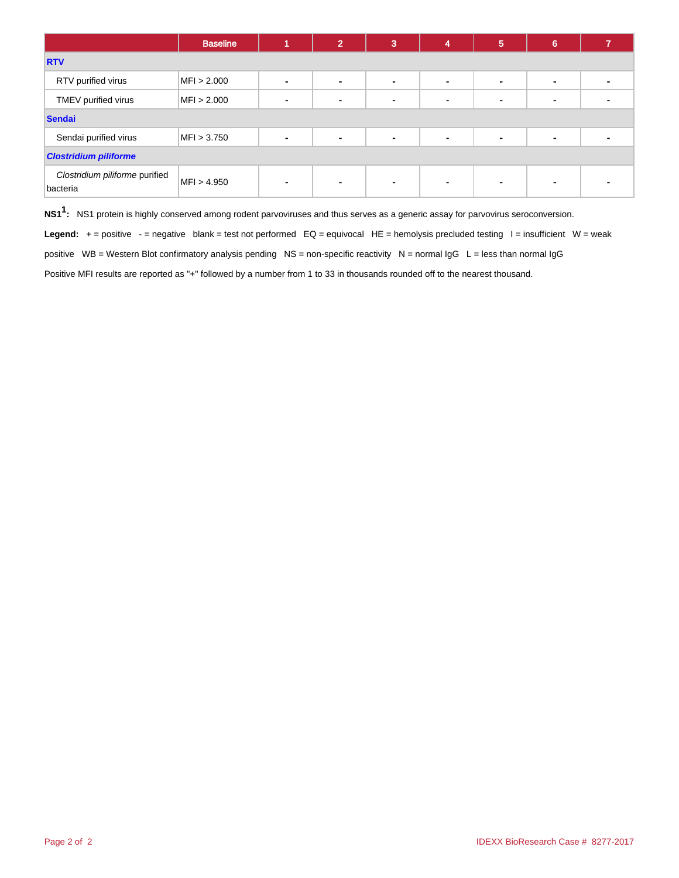| | Baseline | 1 | 2 | 3 | 4 | 5 | 6 | 7 |
|---|---|---|---|---|---|---|---|---|
| **RTV** | | | | | | | | |
| RTV purified virus | MFI > 2.000 | - | - | - | - | - | - | - |
| TMEV purified virus | MFI > 2.000 | - | - | - | - | - | - | - |
| **Sendai** | | | | | | | | |
| Sendai purified virus | MFI > 3.750 | - | - | - | - | - | - | - |
| ***Clostridium piliforme*** | | | | | | | | |
| *Clostridium piliforme* purified bacteria | MFI > 4.950 | - | - | - | - | - | - | - |

**NS1[1]:** NS1 protein is highly conserved among rodent parvoviruses and thus serves as a generic assay for parvovirus seroconversion.

**Legend:** + = positive - = negative blank = test not performed EQ = equivocal HE = hemolysis precluded testing I = insufficient W = weak positive WB = Western Blot confirmatory analysis pending NS = non-specific reactivity N = normal IgG L = less than normal IgG

Positive MFI results are reported as "+" followed by a number from 1 to 33 in thousands rounded off to the nearest thousand.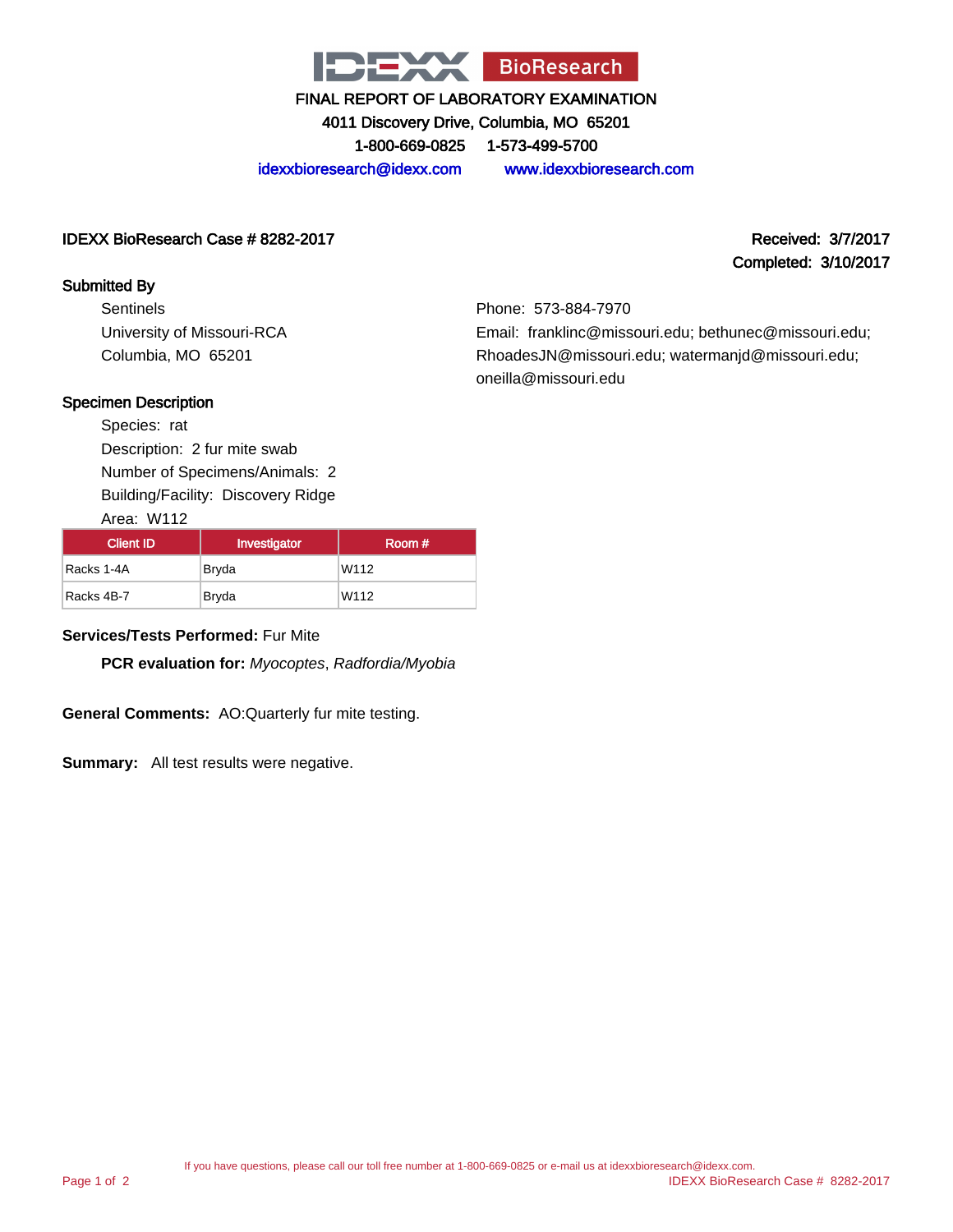# IDEXX BioResearch

**FINAL REPORT OF LABORATORY EXAMINATION**

**4011 Discovery Drive, Columbia, MO 65201**

**1-800-669-0825 1-573-499-5700**

idexxbioresearch@idexx.com www.idexxbioresearch.com

**IDEXX BioResearch Case # 8282-2017**

**Received: 3/7/2017**

**Completed: 3/10/2017**

**Submitted By**

Sentinels
University of Missouri-RCA
Columbia, MO 65201

Phone: 573-884-7970
Email: franklinc@missouri.edu; bethunec@missouri.edu; RhoadesJN@missouri.edu; watermanjd@missouri.edu; oneilla@missouri.edu

**Specimen Description**

Species: rat
Description: 2 fur mite swab
Number of Specimens/Animals: 2
Building/Facility: Discovery Ridge
Area: W112

| Client ID | Investigator | Room # |
| --- | --- | --- |
| Racks 1-4A | Bryda | W112 |
| Racks 4B-7 | Bryda | W112 |

**Services/Tests Performed:** Fur Mite

**PCR evaluation for:** *Myocoptes*, *Radfordia/Myobia*

**General Comments:** AO:Quarterly fur mite testing.

**Summary:** All test results were negative.

If you have questions, please call our toll free number at 1-800-669-0825 or e-mail us at idexxbioresearch@idexx.com.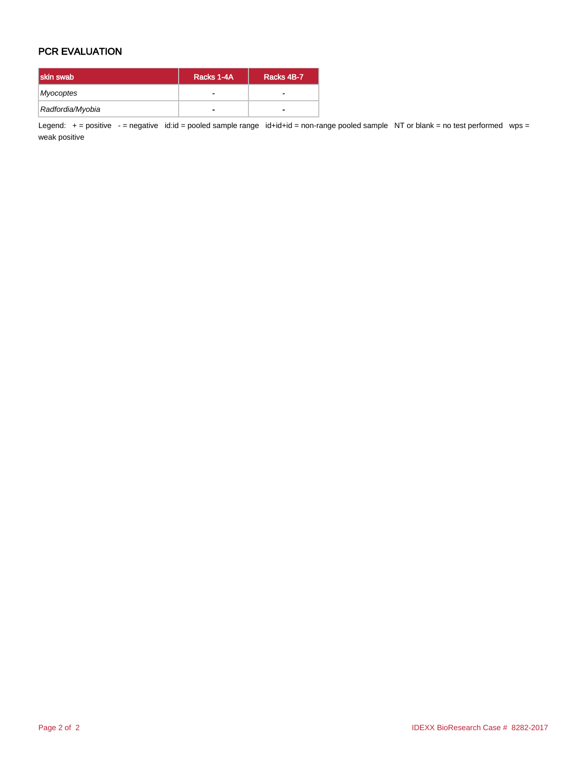## PCR EVALUATION

| skin swab | Racks 1-4A | Racks 4B-7 |
| --- | --- | --- |
| *Myocoptes* | - | - |
| *Radfordia/Myobia* | - | - |

Legend: + = positive - = negative id:id = pooled sample range id+id+id = non-range pooled sample NT or blank = no test performed wps = weak positive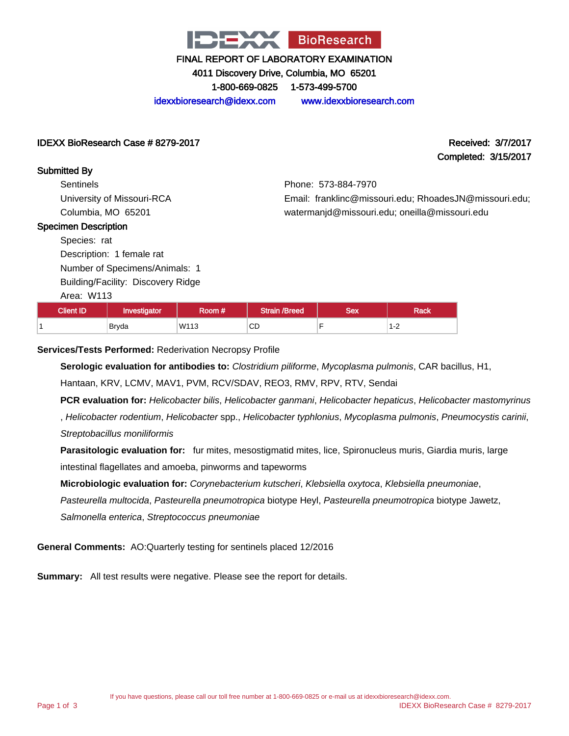# IDEXX BioResearch

**FINAL REPORT OF LABORATORY EXAMINATION**

**4011 Discovery Drive, Columbia, MO 65201**

**1-800-669-0825 1-573-499-5700**

idexxbioresearch@idexx.com www.idexxbioresearch.com

**IDEXX BioResearch Case # 8279-2017**

**Received: 3/7/2017**
**Completed: 3/15/2017**

**Submitted By**

Sentinels
University of Missouri-RCA
Columbia, MO 65201

Phone: 573-884-7970
Email: franklinc@missouri.edu; RhoadesJN@missouri.edu; watermanjd@missouri.edu; oneilla@missouri.edu

**Specimen Description**

Species: rat
Description: 1 female rat
Number of Specimens/Animals: 1
Building/Facility: Discovery Ridge
Area: W113

| Client ID | Investigator | Room # | Strain /Breed | Sex | Rack |
|---|---|---|---|---|---|
| 1 | Bryda | W113 | CD | F | 1-2 |

**Services/Tests Performed:** Rederivation Necropsy Profile

**Serologic evaluation for antibodies to:** *Clostridium piliforme*, *Mycoplasma pulmonis*, CAR bacillus, H1, Hantaan, KRV, LCMV, MAV1, PVM, RCV/SDAV, REO3, RMV, RPV, RTV, Sendai

**PCR evaluation for:** *Helicobacter bilis*, *Helicobacter ganmani*, *Helicobacter hepaticus*, *Helicobacter mastomyrinus*, *Helicobacter rodentium*, *Helicobacter* spp., *Helicobacter typhlonius*, *Mycoplasma pulmonis*, *Pneumocystis carinii*, *Streptobacillus moniliformis*

**Parasitologic evaluation for:** fur mites, mesostigmatid mites, lice, Spironucleus muris, Giardia muris, large intestinal flagellates and amoeba, pinworms and tapeworms

**Microbiologic evaluation for:** *Corynebacterium kutscheri*, *Klebsiella oxytoca*, *Klebsiella pneumoniae*, *Pasteurella multocida*, *Pasteurella pneumotropica* biotype Heyl, *Pasteurella pneumotropica* biotype Jawetz, *Salmonella enterica*, *Streptococcus pneumoniae*

**General Comments:** AO:Quarterly testing for sentinels placed 12/2016

**Summary:** All test results were negative. Please see the report for details.

If you have questions, please call our toll free number at 1-800-669-0825 or e-mail us at idexxbioresearch@idexx.com.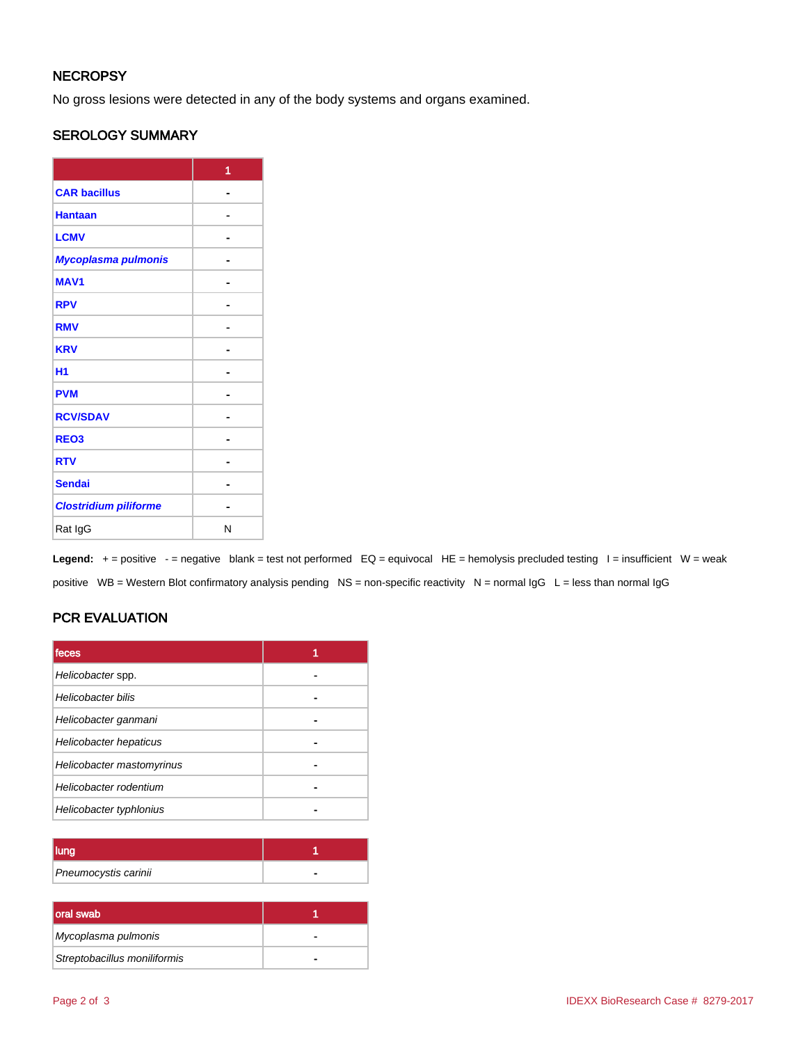## NECROPSY

No gross lesions were detected in any of the body systems and organs examined.

## SEROLOGY SUMMARY

| | 1 |
|---|---|
| **CAR bacillus** | - |
| **Hantaan** | - |
| **LCMV** | - |
| ***Mycoplasma pulmonis*** | - |
| **MAV1** | - |
| **RPV** | - |
| **RMV** | - |
| **KRV** | - |
| **H1** | - |
| **PVM** | - |
| **RCV/SDAV** | - |
| **REO3** | - |
| **RTV** | - |
| **Sendai** | - |
| ***Clostridium piliforme*** | - |
| Rat IgG | N |

**Legend:** + = positive - = negative blank = test not performed EQ = equivocal HE = hemolysis precluded testing I = insufficient W = weak positive WB = Western Blot confirmatory analysis pending NS = non-specific reactivity N = normal IgG L = less than normal IgG

## PCR EVALUATION

| feces | 1 |
|---|---|
| *Helicobacter* spp. | - |
| *Helicobacter bilis* | - |
| *Helicobacter ganmani* | - |
| *Helicobacter hepaticus* | - |
| *Helicobacter mastomyrinus* | - |
| *Helicobacter rodentium* | - |
| *Helicobacter typhlonius* | - |

| lung | 1 |
|---|---|
| *Pneumocystis carinii* | - |

| oral swab | 1 |
|---|---|
| *Mycoplasma pulmonis* | - |
| *Streptobacillus moniliformis* | - |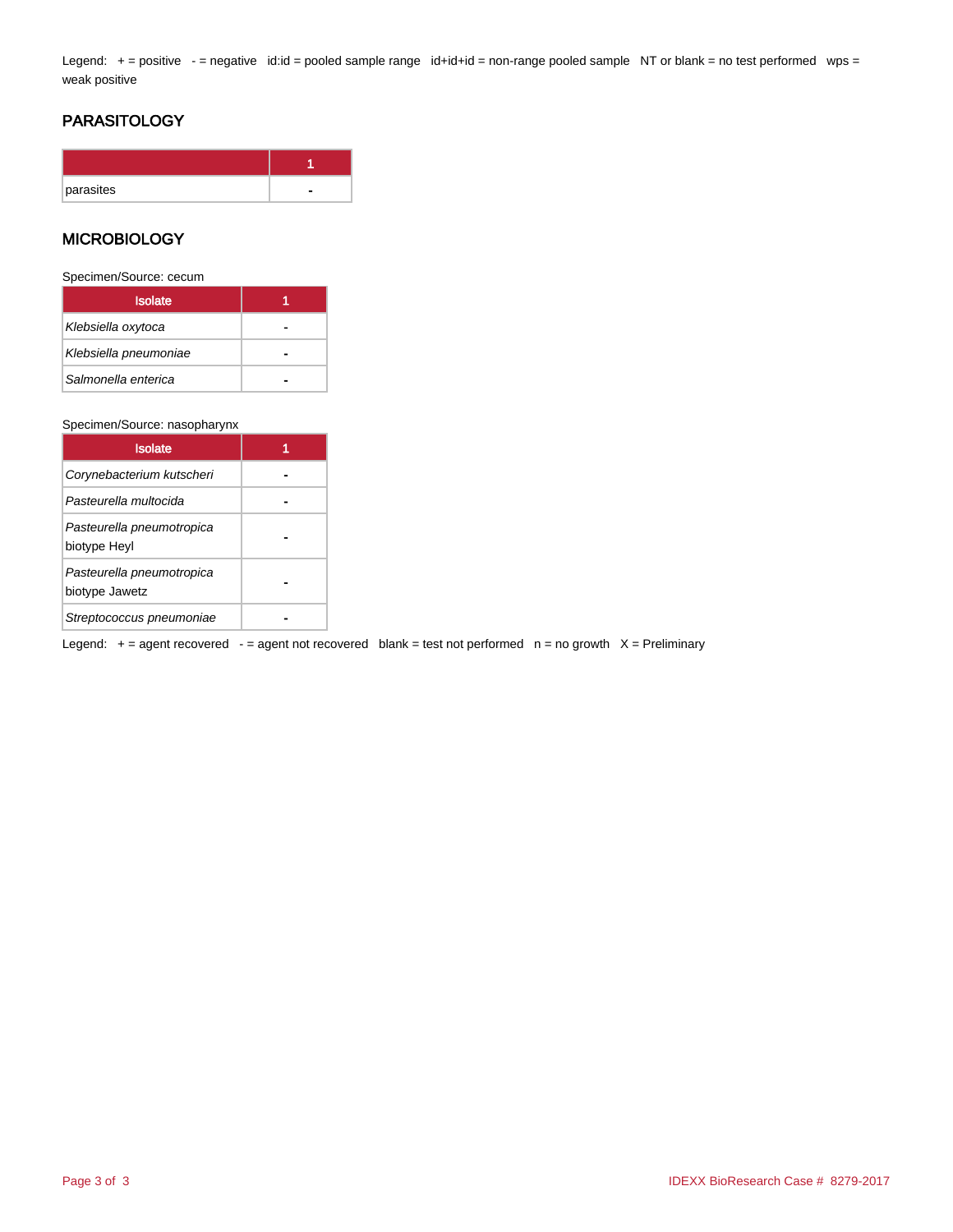Legend: + = positive - = negative id:id = pooled sample range id+id+id = non-range pooled sample NT or blank = no test performed wps = weak positive

## PARASITOLOGY

| | 1 |
|---|---|
| parasites | - |

## MICROBIOLOGY

Specimen/Source: cecum

| Isolate | 1 |
|---|---|
| *Klebsiella oxytoca* | - |
| *Klebsiella pneumoniae* | - |
| *Salmonella enterica* | - |

Specimen/Source: nasopharynx

| Isolate | 1 |
|---|---|
| *Corynebacterium kutscheri* | - |
| *Pasteurella multocida* | - |
| *Pasteurella pneumotropica* biotype Heyl | - |
| *Pasteurella pneumotropica* biotype Jawetz | - |
| *Streptococcus pneumoniae* | - |

Legend: + = agent recovered - = agent not recovered blank = test not performed n = no growth X = Preliminary

IDEXX BioResearch Case # 8279-2017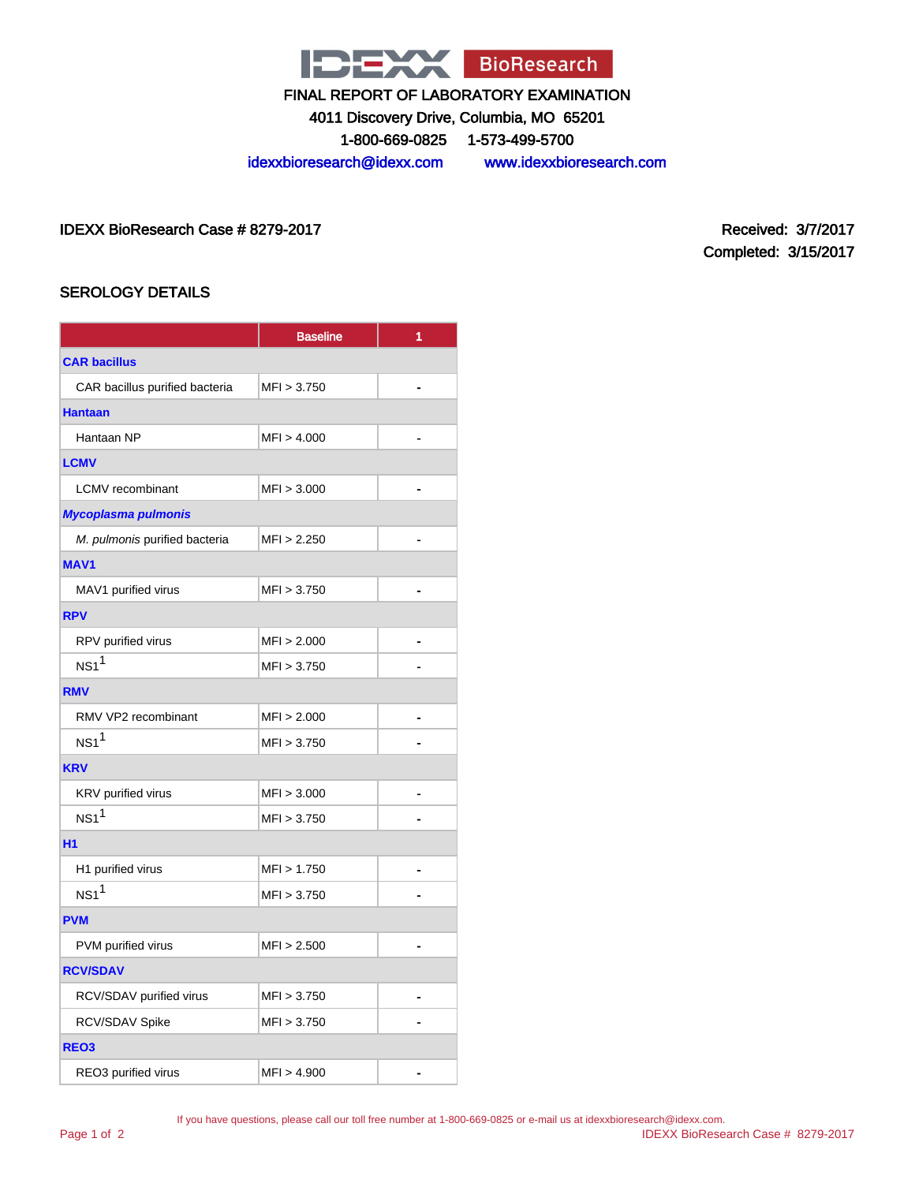# IDEXX BioResearch

FINAL REPORT OF LABORATORY EXAMINATION

4011 Discovery Drive, Columbia, MO 65201

1-800-669-0825    1-573-499-5700

idexxbioresearch@idexx.com    www.idexxbioresearch.com

IDEXX BioResearch Case # 8279-2017

Received: 3/7/2017

Completed: 3/15/2017

## SEROLOGY DETAILS

| | Baseline | 1 |
|---|---|---|
| **CAR bacillus** | | |
| CAR bacillus purified bacteria | MFI > 3.750 | - |
| **Hantaan** | | |
| Hantaan NP | MFI > 4.000 | - |
| **LCMV** | | |
| LCMV recombinant | MFI > 3.000 | - |
| ***Mycoplasma pulmonis*** | | |
| *M. pulmonis* purified bacteria | MFI > 2.250 | - |
| **MAV1** | | |
| MAV1 purified virus | MFI > 3.750 | - |
| **RPV** | | |
| RPV purified virus | MFI > 2.000 | - |
| NS1[1] | MFI > 3.750 | - |
| **RMV** | | |
| RMV VP2 recombinant | MFI > 2.000 | - |
| NS1[1] | MFI > 3.750 | - |
| **KRV** | | |
| KRV purified virus | MFI > 3.000 | - |
| NS1[1] | MFI > 3.750 | - |
| **H1** | | |
| H1 purified virus | MFI > 1.750 | - |
| NS1[1] | MFI > 3.750 | - |
| **PVM** | | |
| PVM purified virus | MFI > 2.500 | - |
| **RCV/SDAV** | | |
| RCV/SDAV purified virus | MFI > 3.750 | - |
| RCV/SDAV Spike | MFI > 3.750 | - |
| **REO3** | | |
| REO3 purified virus | MFI > 4.900 | - |

If you have questions, please call our toll free number at 1-800-669-0825 or e-mail us at idexxbioresearch@idexx.com.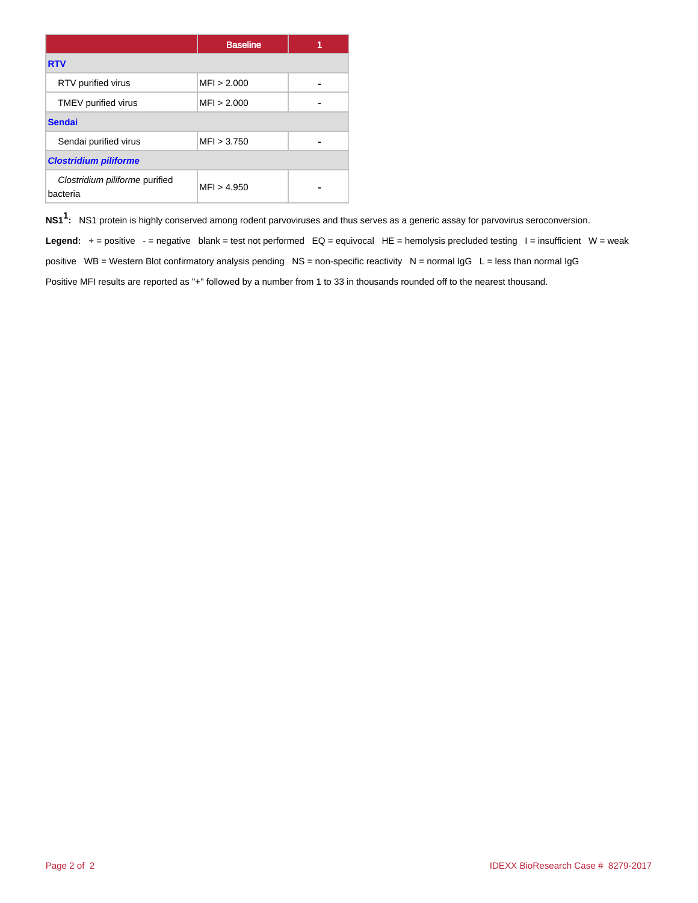| | Baseline | 1 |
|---|---|---|
| **RTV** | | |
| RTV purified virus | MFI > 2.000 | - |
| TMEV purified virus | MFI > 2.000 | - |
| **Sendai** | | |
| Sendai purified virus | MFI > 3.750 | - |
| ***Clostridium piliforme*** | | |
| *Clostridium piliforme* purified bacteria | MFI > 4.950 | - |

**NS1[1]:** NS1 protein is highly conserved among rodent parvoviruses and thus serves as a generic assay for parvovirus seroconversion.

**Legend:** + = positive - = negative blank = test not performed EQ = equivocal HE = hemolysis precluded testing I = insufficient W = weak positive WB = Western Blot confirmatory analysis pending NS = non-specific reactivity N = normal IgG L = less than normal IgG

Positive MFI results are reported as "+" followed by a number from 1 to 33 in thousands rounded off to the nearest thousand.

IDEXX BioResearch Case # 8279-2017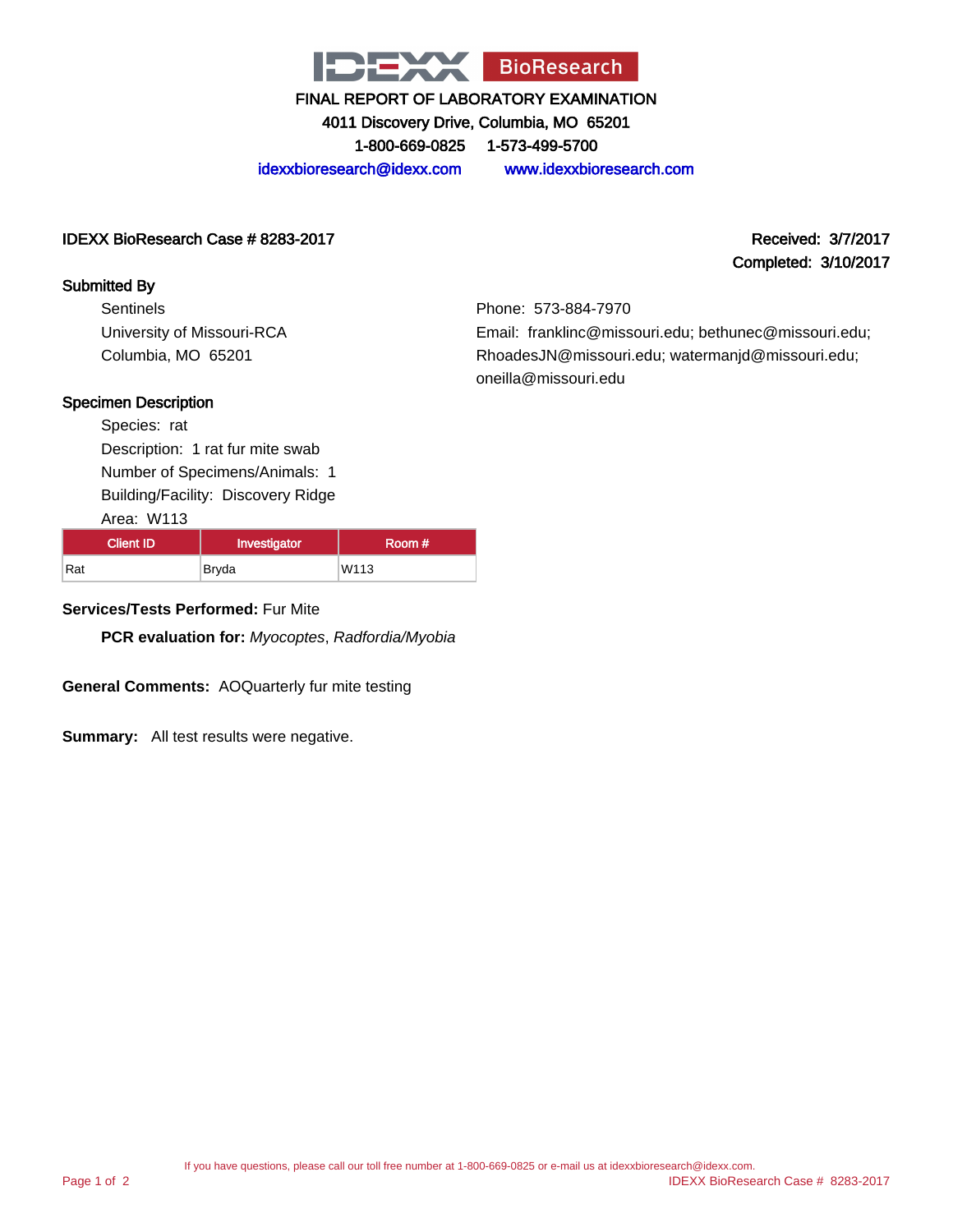IDEXX BioResearch

# FINAL REPORT OF LABORATORY EXAMINATION

4011 Discovery Drive, Columbia, MO 65201

1-800-669-0825    1-573-499-5700

idexxbioresearch@idexx.com    www.idexxbioresearch.com

**IDEXX BioResearch Case # 8283-2017**

**Received: 3/7/2017**

**Completed: 3/10/2017**

**Submitted By**

Sentinels
University of Missouri-RCA
Columbia, MO 65201

Phone: 573-884-7970
Email: franklinc@missouri.edu; bethunec@missouri.edu; RhoadesJN@missouri.edu; watermanjd@missouri.edu; oneilla@missouri.edu

**Specimen Description**

Species: rat
Description: 1 rat fur mite swab
Number of Specimens/Animals: 1
Building/Facility: Discovery Ridge
Area: W113

| Client ID | Investigator | Room # |
|---|---|---|
| Rat | Bryda | W113 |

**Services/Tests Performed:** Fur Mite

**PCR evaluation for:** *Myocoptes*, *Radfordia/Myobia*

**General Comments:** AOQuarterly fur mite testing

**Summary:** All test results were negative.

If you have questions, please call our toll free number at 1-800-669-0825 or e-mail us at idexxbioresearch@idexx.com.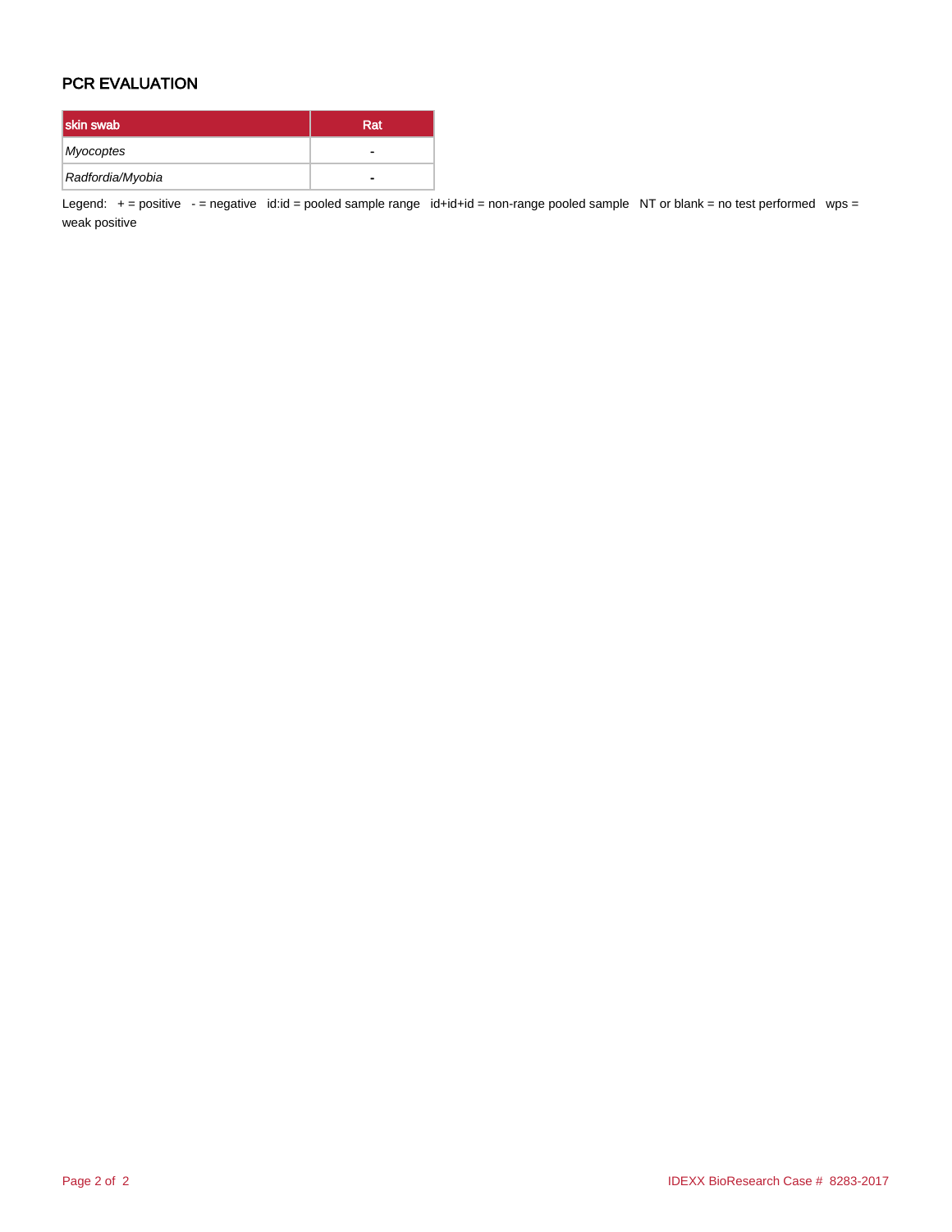## PCR EVALUATION

| skin swab | Rat |
|---|---|
| *Myocoptes* | - |
| *Radfordia/Myobia* | - |

Legend: + = positive - = negative id:id = pooled sample range id+id+id = non-range pooled sample NT or blank = no test performed wps = weak positive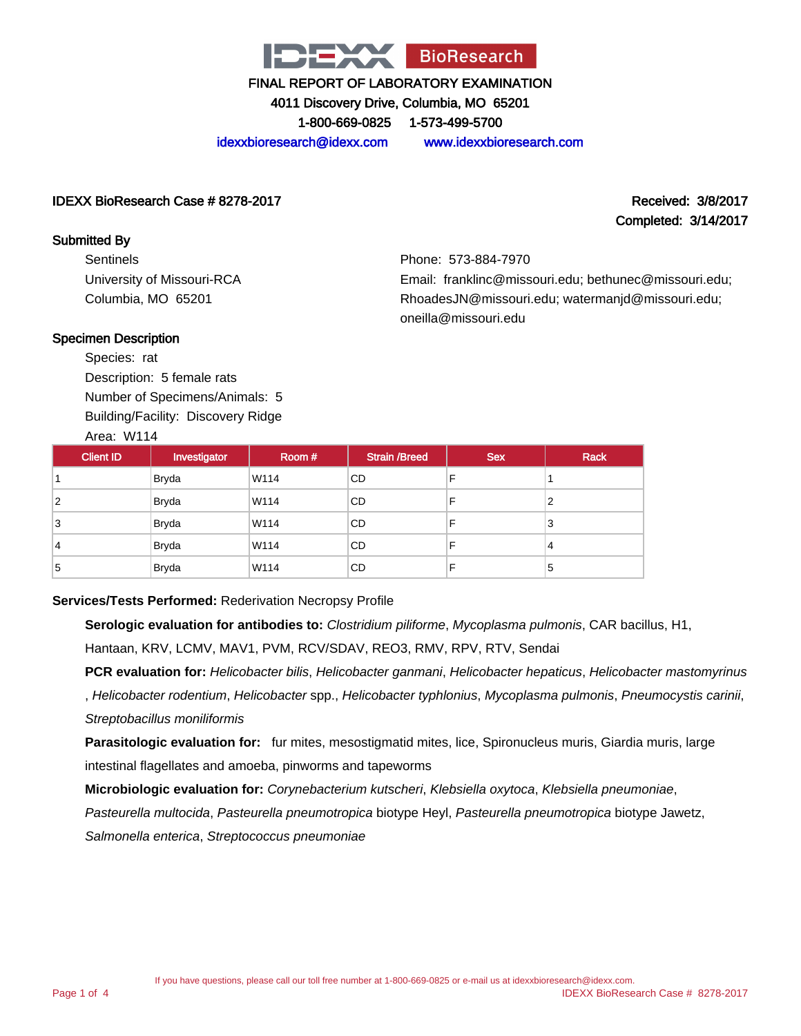# FINAL REPORT OF LABORATORY EXAMINATION

4011 Discovery Drive, Columbia, MO 65201

1-800-669-0825 1-573-499-5700

idexxbioresearch@idexx.com www.idexxbioresearch.com

**IDEXX BioResearch Case # 8278-2017**

**Received: 3/8/2017**
**Completed: 3/14/2017**

## Submitted By

Sentinels
University of Missouri-RCA
Columbia, MO 65201

Phone: 573-884-7970
Email: franklinc@missouri.edu; bethunec@missouri.edu; RhoadesJN@missouri.edu; watermanjd@missouri.edu; oneilla@missouri.edu

## Specimen Description

Species: rat
Description: 5 female rats
Number of Specimens/Animals: 5
Building/Facility: Discovery Ridge
Area: W114

| Client ID | Investigator | Room # | Strain /Breed | Sex | Rack |
|---|---|---|---|---|---|
| 1 | Bryda | W114 | CD | F | 1 |
| 2 | Bryda | W114 | CD | F | 2 |
| 3 | Bryda | W114 | CD | F | 3 |
| 4 | Bryda | W114 | CD | F | 4 |
| 5 | Bryda | W114 | CD | F | 5 |

**Services/Tests Performed:** Rederivation Necropsy Profile

**Serologic evaluation for antibodies to:** *Clostridium piliforme*, *Mycoplasma pulmonis*, CAR bacillus, H1, Hantaan, KRV, LCMV, MAV1, PVM, RCV/SDAV, REO3, RMV, RPV, RTV, Sendai

**PCR evaluation for:** *Helicobacter bilis*, *Helicobacter ganmani*, *Helicobacter hepaticus*, *Helicobacter mastomyrinus*, *Helicobacter rodentium*, *Helicobacter* spp., *Helicobacter typhlonius*, *Mycoplasma pulmonis*, *Pneumocystis carinii*, *Streptobacillus moniliformis*

**Parasitologic evaluation for:** fur mites, mesostigmatid mites, lice, Spironucleus muris, Giardia muris, large intestinal flagellates and amoeba, pinworms and tapeworms

**Microbiologic evaluation for:** *Corynebacterium kutscheri*, *Klebsiella oxytoca*, *Klebsiella pneumoniae*, *Pasteurella multocida*, *Pasteurella pneumotropica* biotype Heyl, *Pasteurella pneumotropica* biotype Jawetz, *Salmonella enterica*, *Streptococcus pneumoniae*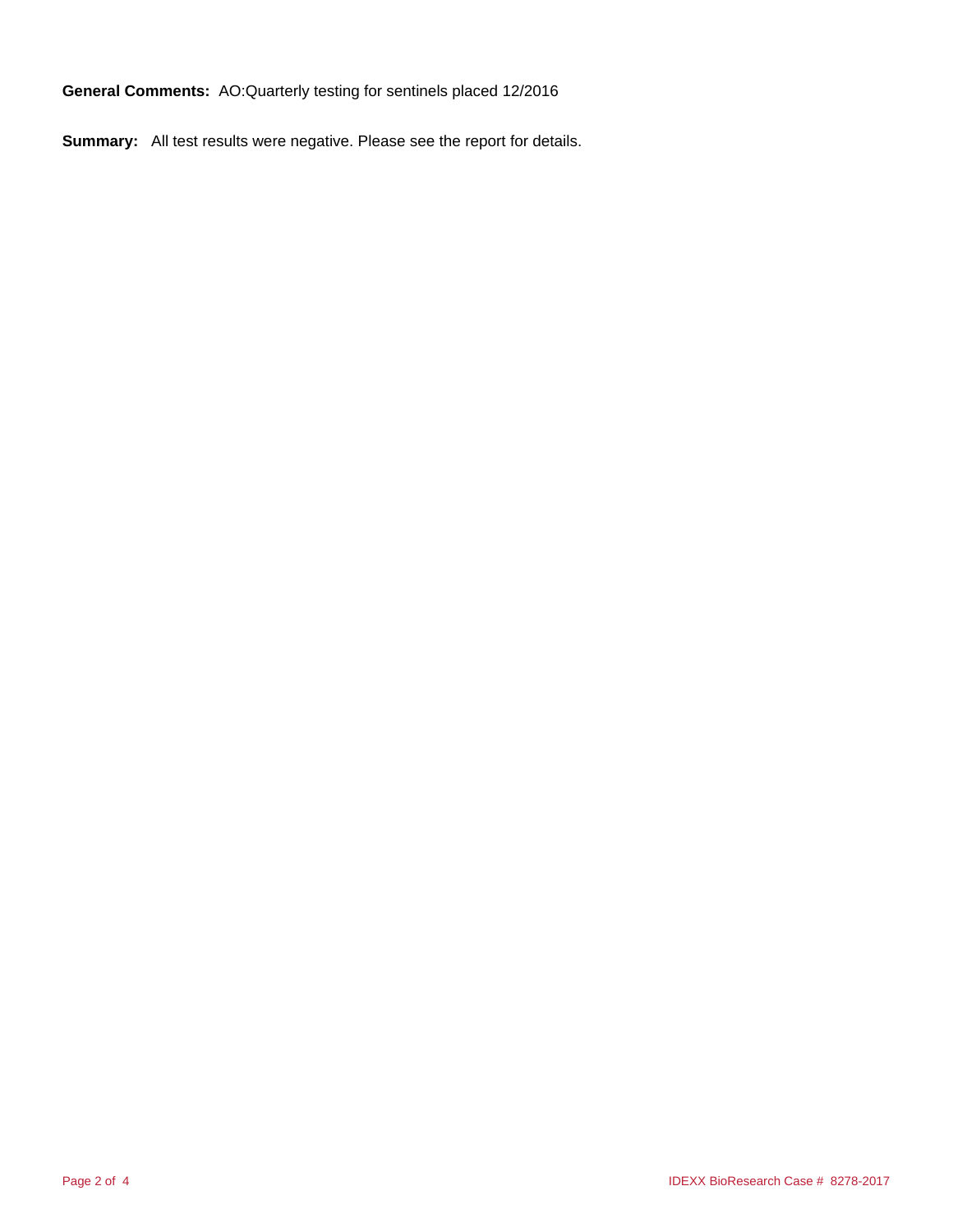**General Comments:** AO:Quarterly testing for sentinels placed 12/2016

**Summary:** All test results were negative. Please see the report for details.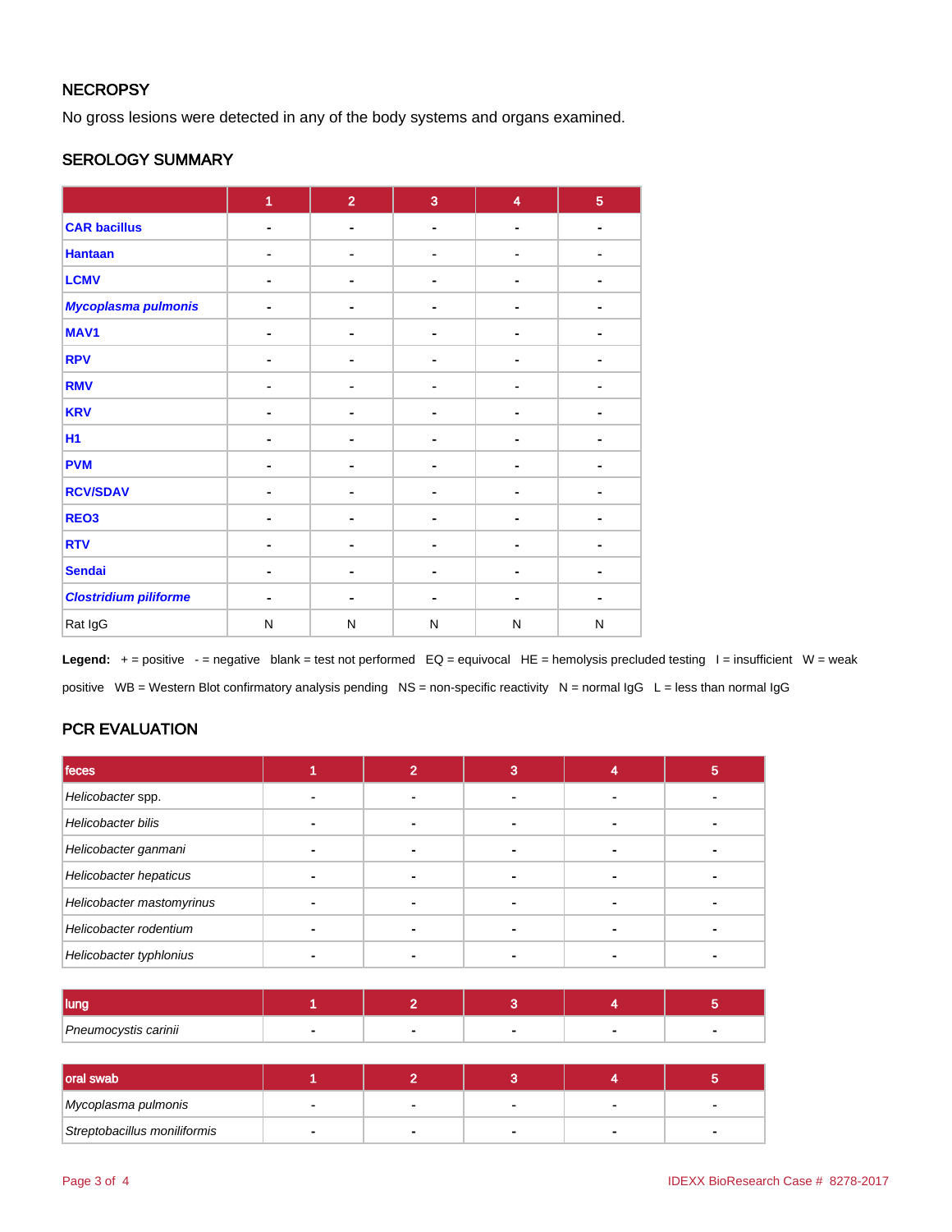## NECROPSY

No gross lesions were detected in any of the body systems and organs examined.

## SEROLOGY SUMMARY

| | 1 | 2 | 3 | 4 | 5 |
|---|---|---|---|---|---|
| **CAR bacillus** | - | - | - | - | - |
| **Hantaan** | - | - | - | - | - |
| **LCMV** | - | - | - | - | - |
| ***Mycoplasma pulmonis*** | - | - | - | - | - |
| **MAV1** | - | - | - | - | - |
| **RPV** | - | - | - | - | - |
| **RMV** | - | - | - | - | - |
| **KRV** | - | - | - | - | - |
| **H1** | - | - | - | - | - |
| **PVM** | - | - | - | - | - |
| **RCV/SDAV** | - | - | - | - | - |
| **REO3** | - | - | - | - | - |
| **RTV** | - | - | - | - | - |
| **Sendai** | - | - | - | - | - |
| ***Clostridium piliforme*** | - | - | - | - | - |
| Rat IgG | N | N | N | N | N |

**Legend:** + = positive - = negative blank = test not performed EQ = equivocal HE = hemolysis precluded testing I = insufficient W = weak positive WB = Western Blot confirmatory analysis pending NS = non-specific reactivity N = normal IgG L = less than normal IgG

## PCR EVALUATION

| feces | 1 | 2 | 3 | 4 | 5 |
|---|---|---|---|---|---|
| *Helicobacter* spp. | - | - | - | - | - |
| *Helicobacter bilis* | - | - | - | - | - |
| *Helicobacter ganmani* | - | - | - | - | - |
| *Helicobacter hepaticus* | - | - | - | - | - |
| *Helicobacter mastomyrinus* | - | - | - | - | - |
| *Helicobacter rodentium* | - | - | - | - | - |
| *Helicobacter typhlonius* | - | - | - | - | - |

| lung | 1 | 2 | 3 | 4 | 5 |
|---|---|---|---|---|---|
| *Pneumocystis carinii* | - | - | - | - | - |

| oral swab | 1 | 2 | 3 | 4 | 5 |
|---|---|---|---|---|---|
| *Mycoplasma pulmonis* | - | - | - | - | - |
| *Streptobacillus moniliformis* | - | - | - | - | - |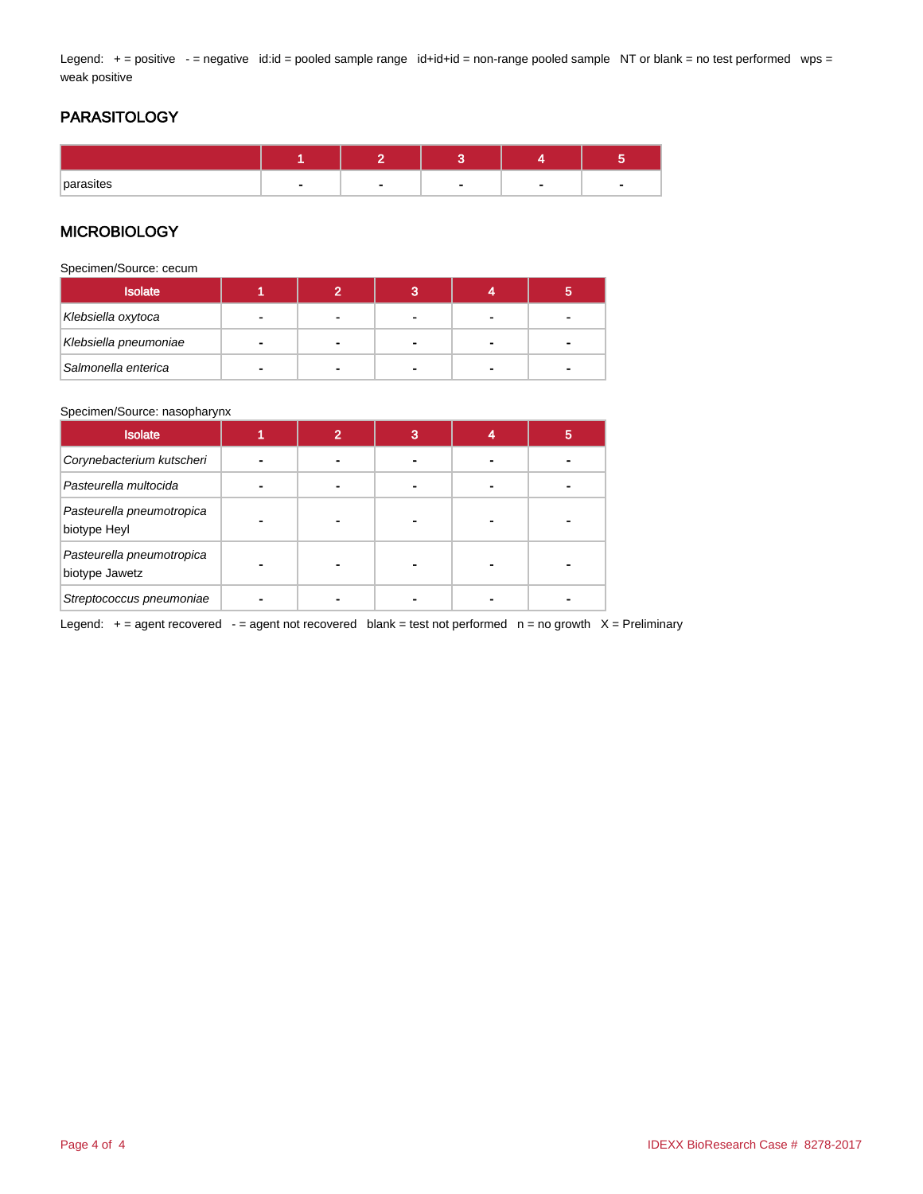Legend: + = positive - = negative id:id = pooled sample range id+id+id = non-range pooled sample NT or blank = no test performed wps = weak positive

## PARASITOLOGY

| | 1 | 2 | 3 | 4 | 5 |
|---|---|---|---|---|---|
| parasites | - | - | - | - | - |

## MICROBIOLOGY

Specimen/Source: cecum

| Isolate | 1 | 2 | 3 | 4 | 5 |
|---|---|---|---|---|---|
| *Klebsiella oxytoca* | - | - | - | - | - |
| *Klebsiella pneumoniae* | - | - | - | - | - |
| *Salmonella enterica* | - | - | - | - | - |

Specimen/Source: nasopharynx

| Isolate | 1 | 2 | 3 | 4 | 5 |
|---|---|---|---|---|---|
| *Corynebacterium kutscheri* | - | - | - | - | - |
| *Pasteurella multocida* | - | - | - | - | - |
| *Pasteurella pneumotropica* biotype Heyl | - | - | - | - | - |
| *Pasteurella pneumotropica* biotype Jawetz | - | - | - | - | - |
| *Streptococcus pneumoniae* | - | - | - | - | - |

Legend: + = agent recovered - = agent not recovered blank = test not performed n = no growth X = Preliminary

IDEXX BioResearch Case # 8278-2017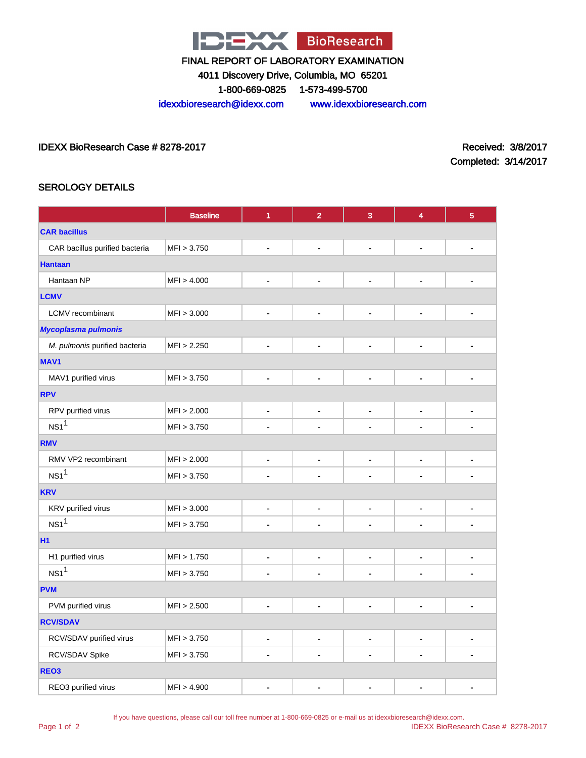IDEXX BioResearch

FINAL REPORT OF LABORATORY EXAMINATION

4011 Discovery Drive, Columbia, MO 65201

1-800-669-0825 1-573-499-5700

idexxbioresearch@idexx.com www.idexxbioresearch.com

IDEXX BioResearch Case # 8278-2017

Received: 3/8/2017

Completed: 3/14/2017

## SEROLOGY DETAILS

| | Baseline | 1 | 2 | 3 | 4 | 5 |
|---|---|---|---|---|---|---|
| **CAR bacillus** | | | | | | |
| CAR bacillus purified bacteria | MFI > 3.750 | - | - | - | - | - |
| **Hantaan** | | | | | | |
| Hantaan NP | MFI > 4.000 | - | - | - | - | - |
| **LCMV** | | | | | | |
| LCMV recombinant | MFI > 3.000 | - | - | - | - | - |
| ***Mycoplasma pulmonis*** | | | | | | |
| *M. pulmonis* purified bacteria | MFI > 2.250 | - | - | - | - | - |
| **MAV1** | | | | | | |
| MAV1 purified virus | MFI > 3.750 | - | - | - | - | - |
| **RPV** | | | | | | |
| RPV purified virus | MFI > 2.000 | - | - | - | - | - |
| NS1[1] | MFI > 3.750 | - | - | - | - | - |
| **RMV** | | | | | | |
| RMV VP2 recombinant | MFI > 2.000 | - | - | - | - | - |
| NS1[1] | MFI > 3.750 | - | - | - | - | - |
| **KRV** | | | | | | |
| KRV purified virus | MFI > 3.000 | - | - | - | - | - |
| NS1[1] | MFI > 3.750 | - | - | - | - | - |
| **H1** | | | | | | |
| H1 purified virus | MFI > 1.750 | - | - | - | - | - |
| NS1[1] | MFI > 3.750 | - | - | - | - | - |
| **PVM** | | | | | | |
| PVM purified virus | MFI > 2.500 | - | - | - | - | - |
| **RCV/SDAV** | | | | | | |
| RCV/SDAV purified virus | MFI > 3.750 | - | - | - | - | - |
| RCV/SDAV Spike | MFI > 3.750 | - | - | - | - | - |
| **REO3** | | | | | | |
| REO3 purified virus | MFI > 4.900 | - | - | - | - | - |

If you have questions, please call our toll free number at 1-800-669-0825 or e-mail us at idexxbioresearch@idexx.com.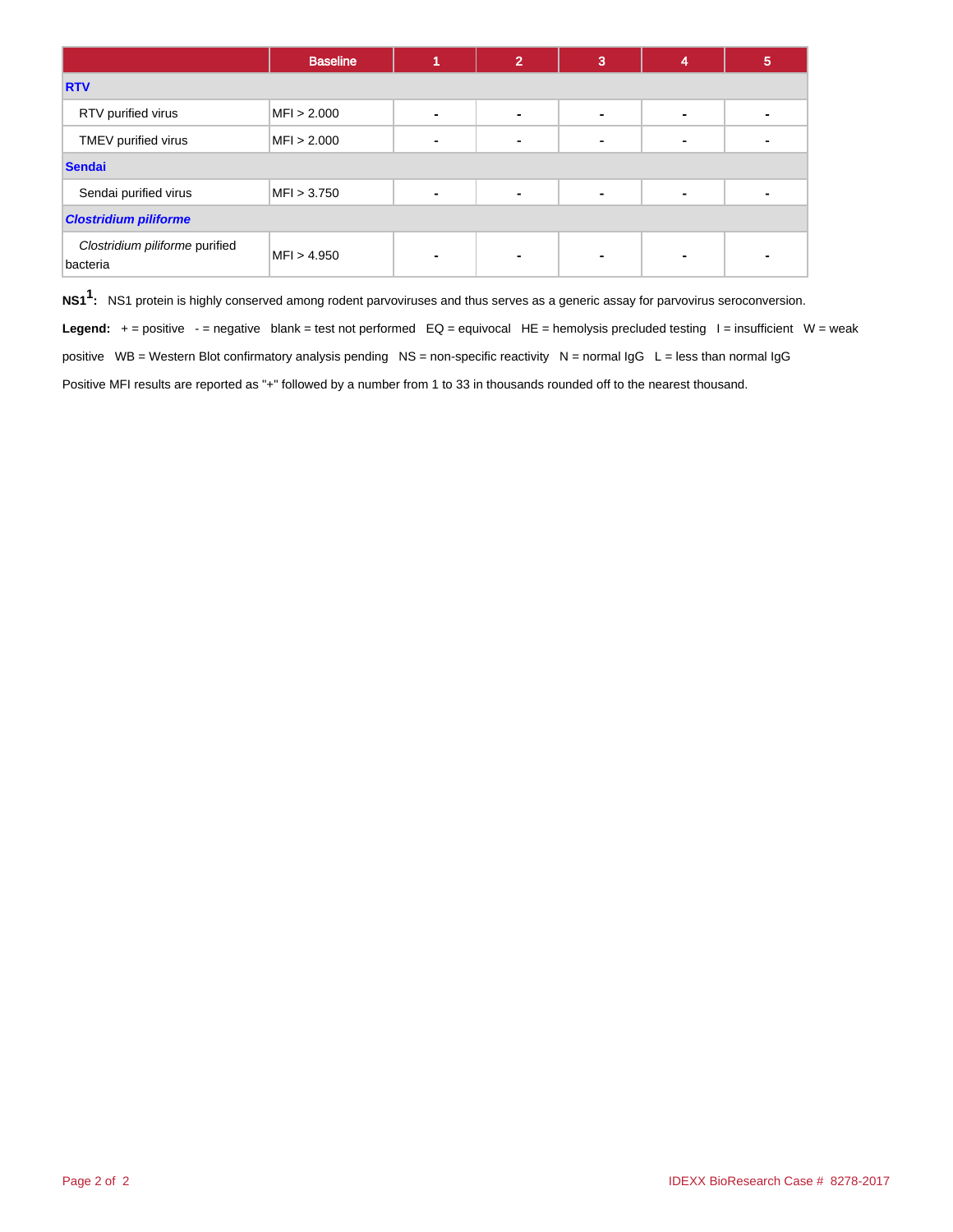| | Baseline | 1 | 2 | 3 | 4 | 5 |
|---|---|---|---|---|---|---|
| **RTV** | | | | | | |
| RTV purified virus | MFI > 2.000 | - | - | - | - | - |
| TMEV purified virus | MFI > 2.000 | - | - | - | - | - |
| **Sendai** | | | | | | |
| Sendai purified virus | MFI > 3.750 | - | - | - | - | - |
| ***Clostridium piliforme*** | | | | | | |
| *Clostridium piliforme* purified bacteria | MFI > 4.950 | - | - | - | - | - |

**NS1[1]:** NS1 protein is highly conserved among rodent parvoviruses and thus serves as a generic assay for parvovirus seroconversion.

**Legend:** + = positive - = negative blank = test not performed EQ = equivocal HE = hemolysis precluded testing I = insufficient W = weak positive WB = Western Blot confirmatory analysis pending NS = non-specific reactivity N = normal IgG L = less than normal IgG

Positive MFI results are reported as "+" followed by a number from 1 to 33 in thousands rounded off to the nearest thousand.

IDEXX BioResearch Case # 8278-2017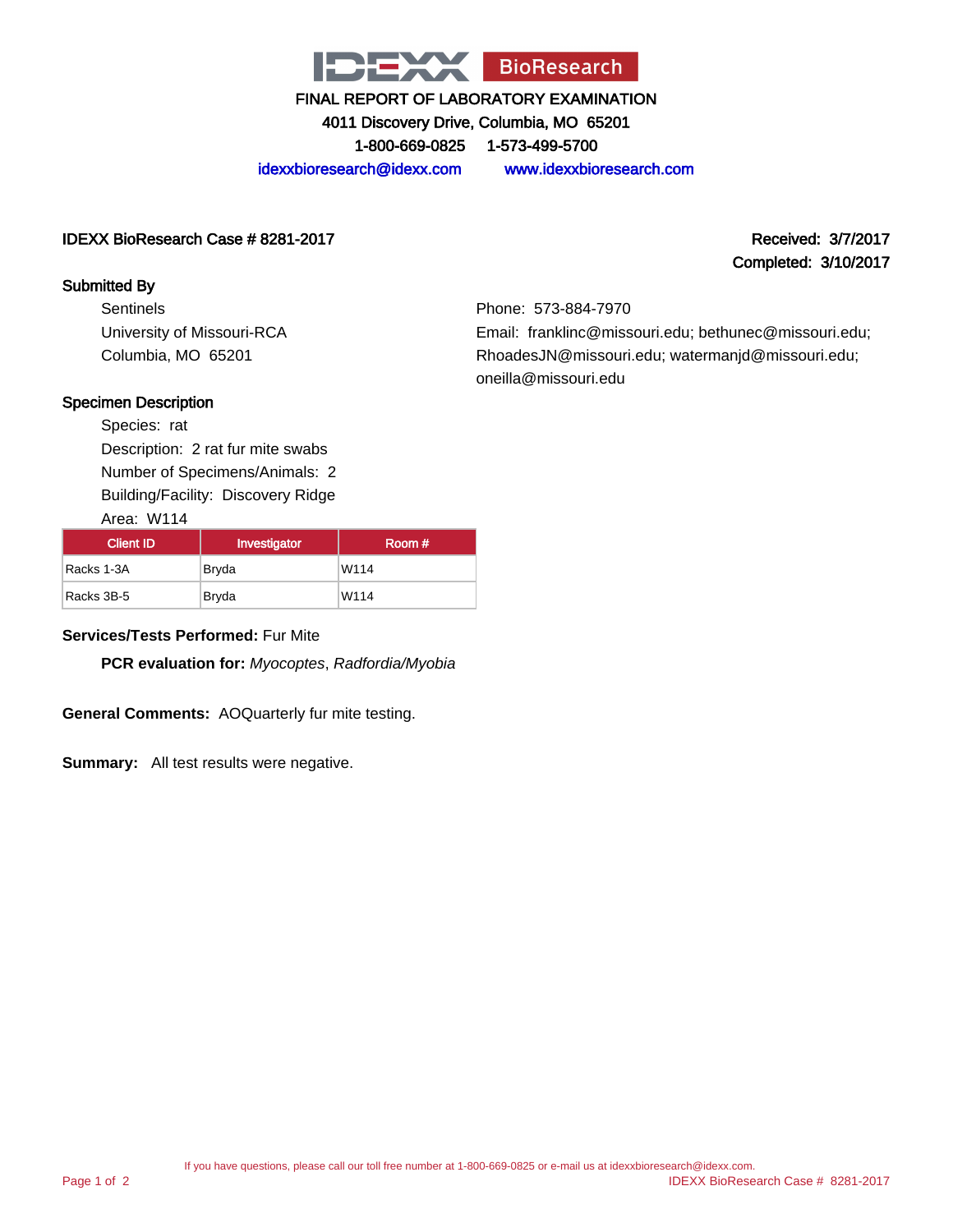IDEXX BioResearch

FINAL REPORT OF LABORATORY EXAMINATION

4011 Discovery Drive, Columbia, MO 65201

1-800-669-0825 1-573-499-5700

idexxbioresearch@idexx.com www.idexxbioresearch.com

**IDEXX BioResearch Case # 8281-2017**

**Received: 3/7/2017**

**Completed: 3/10/2017**

**Submitted By**

Sentinels
University of Missouri-RCA
Columbia, MO 65201

Phone: 573-884-7970
Email: franklinc@missouri.edu; bethunec@missouri.edu; RhoadesJN@missouri.edu; watermanjd@missouri.edu; oneilla@missouri.edu

**Specimen Description**

Species: rat
Description: 2 rat fur mite swabs
Number of Specimens/Animals: 2
Building/Facility: Discovery Ridge
Area: W114

| Client ID | Investigator | Room # |
|---|---|---|
| Racks 1-3A | Bryda | W114 |
| Racks 3B-5 | Bryda | W114 |

**Services/Tests Performed:** Fur Mite

**PCR evaluation for:** *Myocoptes*, *Radfordia/Myobia*

**General Comments:** AOQuarterly fur mite testing.

**Summary:** All test results were negative.

If you have questions, please call our toll free number at 1-800-669-0825 or e-mail us at idexxbioresearch@idexx.com.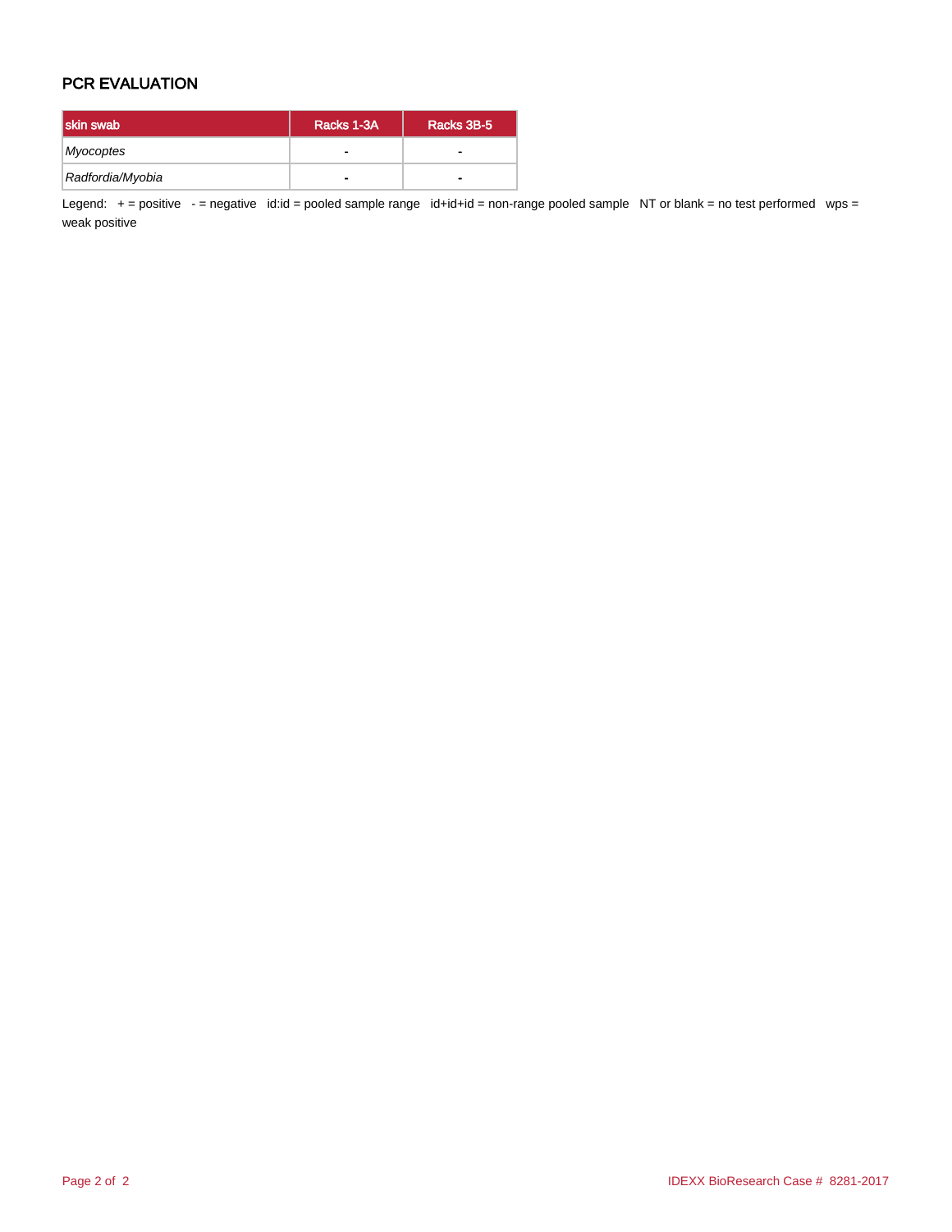## PCR EVALUATION

| skin swab | Racks 1-3A | Racks 3B-5 |
|---|---|---|
| *Myocoptes* | - | - |
| *Radfordia/Myobia* | - | - |

Legend: + = positive - = negative id:id = pooled sample range id+id+id = non-range pooled sample NT or blank = no test performed wps = weak positive